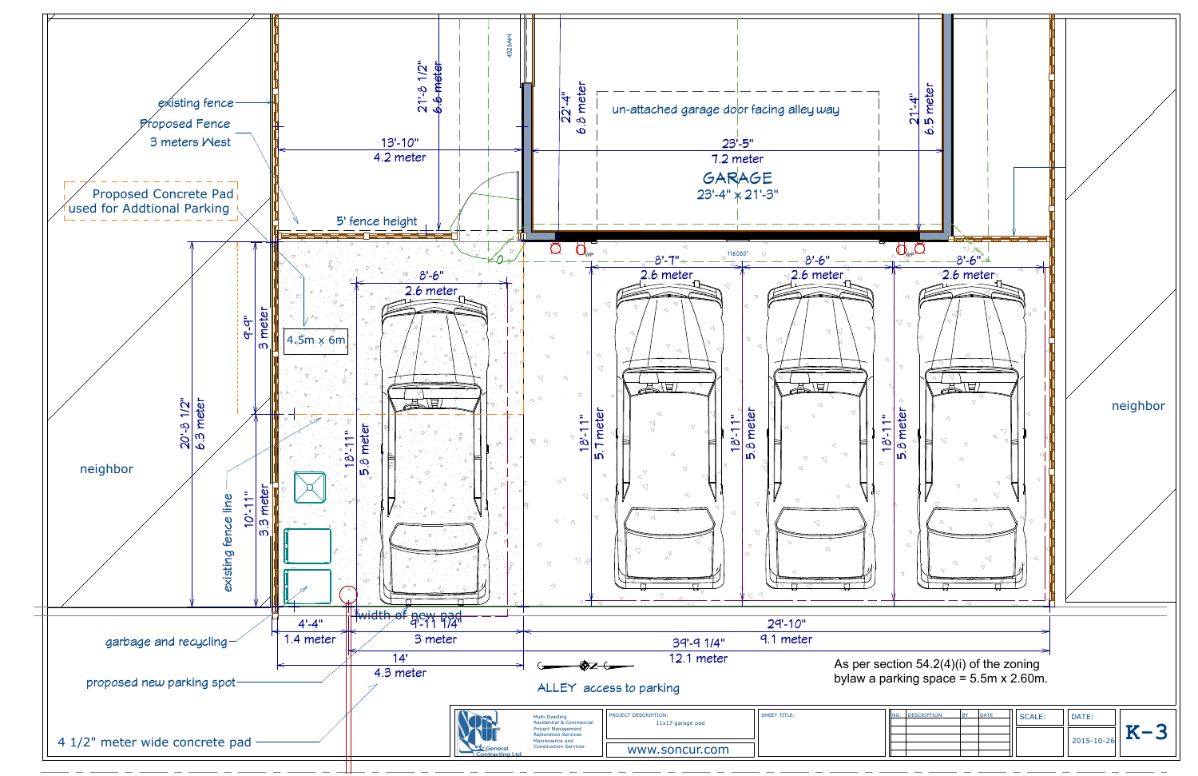existing fence

Proposed Fence
3 meters West

Proposed Concrete Pad
used for Addtional Parking

13'-10"
4.2 meter

21'-8 1/2"
6.6 meter

22'-4"
6.8 meter

un-attached garage door facing alley way

23'-5"
7.2 meter

GARAGE
23'-4" x 21'-3"

21'-4"
6.5 meter

5' fence height

8'-6"
2.6 meter

8'-7"
2.6 meter

8'-6"
2.6 meter

8'-6"
2.6 meter

9'-9"
3 meter

4.5m x 6m

20'-8 1/2"
6.3 meter

18'-11"
5.8 meter

18'-11"
5.7 meter

18'-11"
5.8 meter

18'-11"
5.8 meter

neighbor

neighbor

10'-11"
3.3 meter

existing fence line

width of new pad

4'-4"
1.4 meter

9'-11 1/4"
3 meter

29'-10"
9.1 meter

39'-9 1/4"
12.1 meter

14'
4.3 meter

garbage and recycling

proposed new parking spot

4 1/2" meter wide concrete pad

ALLEY access to parking

As per section 54.2(4)(i) of the zoning bylaw a parking space = 5.5m x 2.60m.

General Contracting Ltd

Multi-Dwelling
Residential & Commercial
Project Management
Restoration Services
Maintenance and
Construction Services

PROJECT DESCRIPTION:
11x17 garage pad

www.soncur.com

SHEET TITLE:

| NO. | DESCRIPTION | BY | DATE |
|---|---|---|---|
| | | | |

SCALE:

DATE:
2015-10-26

K-3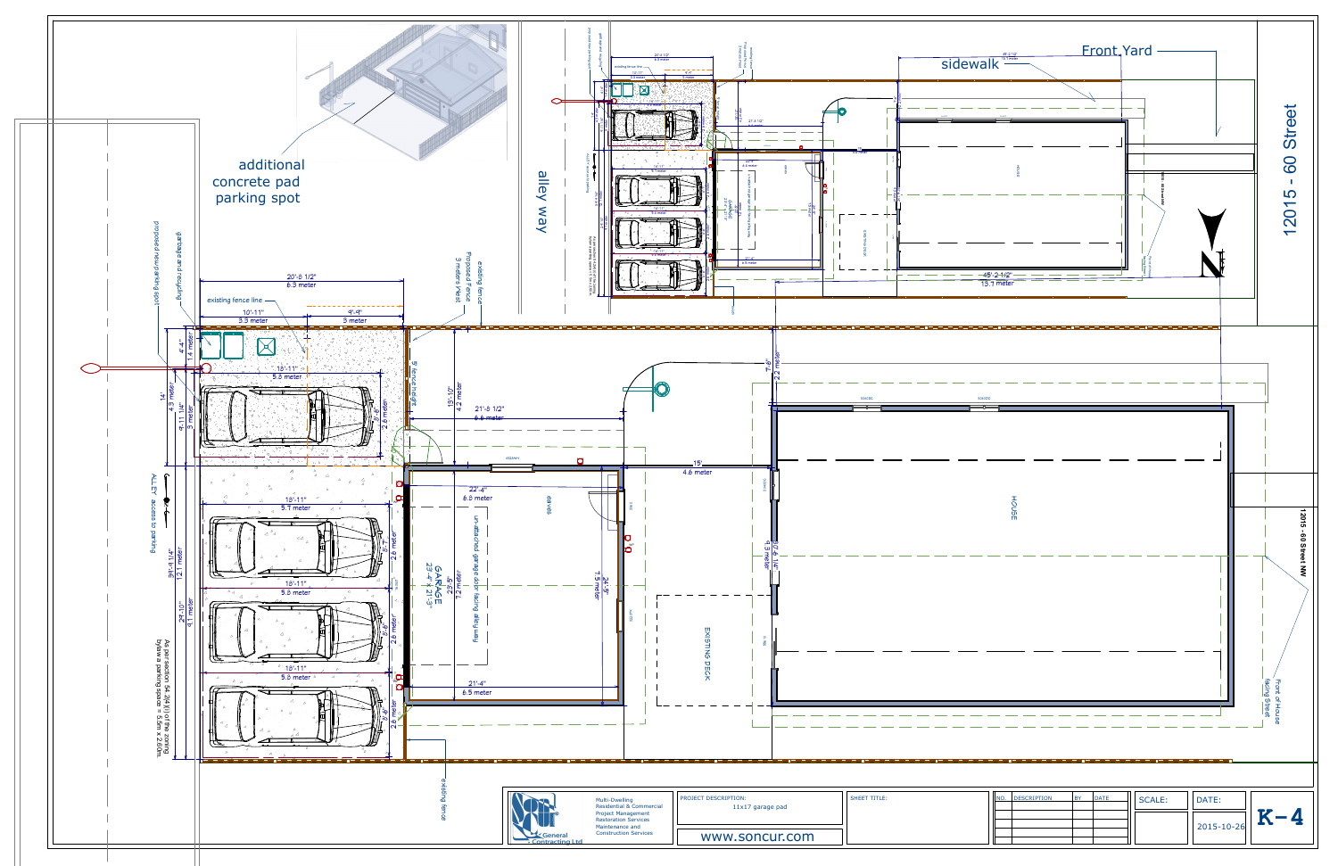additional concrete pad parking spot

alley way

Front Yard

sidewalk

12015 - 60 Street

existing fence line

20'-8 1/2"
6.3 meter

10'-11"
3.3 meter

9'-9"
3 meter

15'-11"
5.8 meter

4'-4"
1.4 meter

14'
4.3 meter

9'-11 1/4"
3 meter

8'-6"
2.6 meter

13'-10"
4.2 meter

21'-8 1/2"
6.6 meter

6' fence height

existing fence

Proposed Fence
3 meters West

proposed new parking spot

garbage and recycling

7'-5"
2.2 meter

15'
4.6 meter

22'-4"
6.8 meter

GARAGE
23'-4" x 21'-3"

un-attached garage door facing alley

Main floor plan

eaves

24'-5"
7.5 meter

23'-8"
7.2 meter

21'-4"
6.5 meter

18'-11"
5.7 meter

18'-11"
5.8 meter

18'-11"
5.8 meter

8'-7"
2.6 meter

8'-6"
2.6 meter

8'-6"
2.6 meter

39'-11 1/4"
12.1 meter

29'-10"
9.1 meter

ALLEY access to parking

As per section 54.2(4)(i) of the zoning bylaw a parking space = 5.5m x 2.6m

EXISTING DECK

HOUSE

13'-6 1/4"
4.3 meter

45'-2 1/2"
13.7 meter

existing fence

12015 - 60 Street NW

Front of House facing Street

General Contracting Ltd

Multi-Dwelling
Residential & Commercial
Project Management
Restoration Services
Maintenance and Construction Services

PROJECT DESCRIPTION:
11x17 garage pad

www.soncur.com

SHEET TITLE:

| NO. | DESCRIPTION | BY | DATE |
|---|---|---|---|
| | | | |

SCALE:

DATE:
2015-10-26

K-4